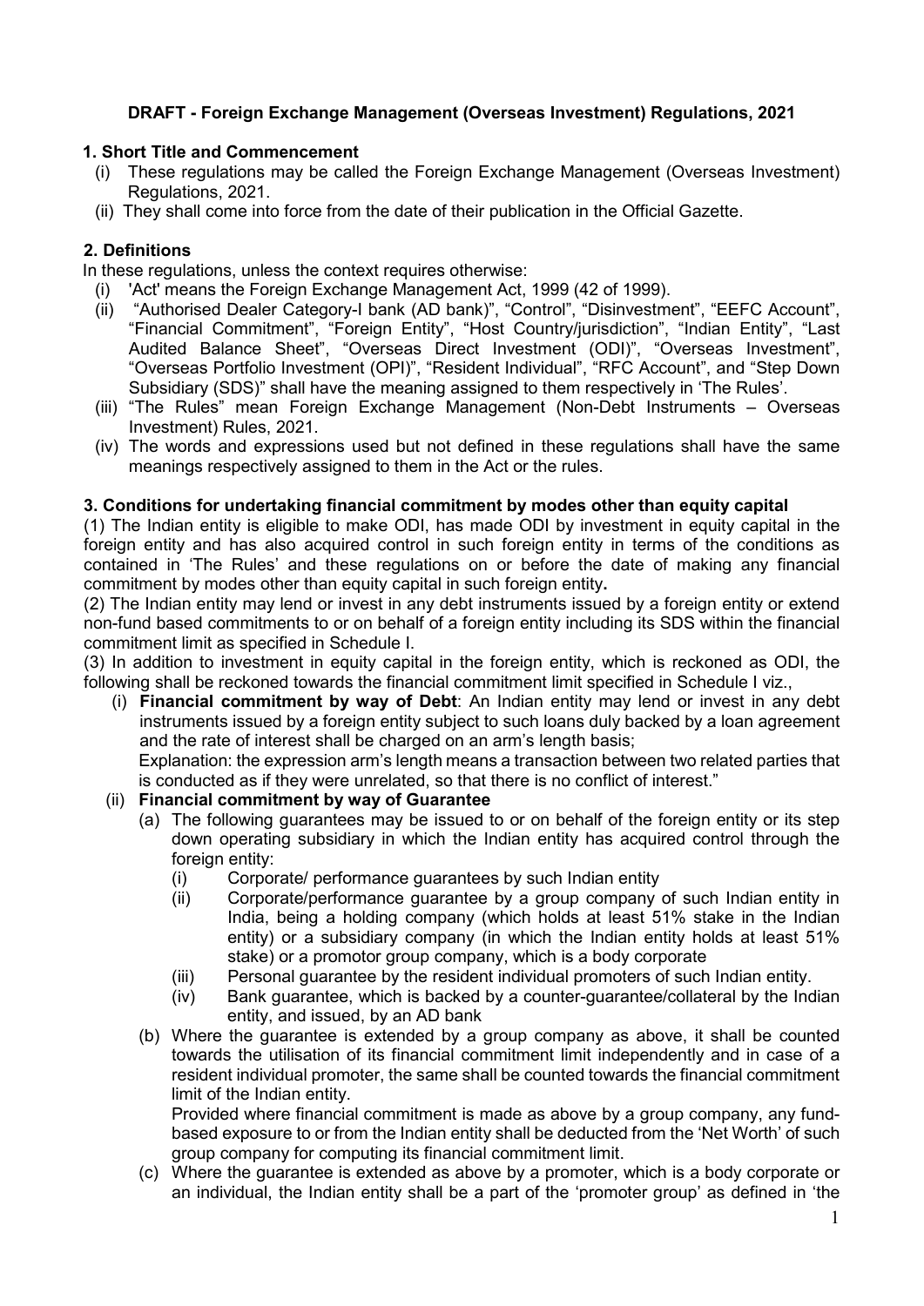# DRAFT - Foreign Exchange Management (Overseas Investment) Regulations, 2021

## 1. Short Title and Commencement

(i) These regulations may be called the Foreign Exchange Management (Overseas Investment) Regulations, 2021.

(ii) They shall come into force from the date of their publication in the Official Gazette.

## 2. Definitions

In these regulations, unless the context requires otherwise:

(i) 'Act' means the Foreign Exchange Management Act, 1999 (42 of 1999).

(ii) "Authorised Dealer Category-I bank (AD bank)", "Control", "Disinvestment", "EEFC Account", "Financial Commitment", "Foreign Entity", "Host Country/jurisdiction", "Indian Entity", "Last Audited Balance Sheet", "Overseas Direct Investment (ODI)", "Overseas Investment", "Overseas Portfolio Investment (OPI)", "Resident Individual", "RFC Account", and "Step Down Subsidiary (SDS)" shall have the meaning assigned to them respectively in 'The Rules'.

(iii) "The Rules" mean Foreign Exchange Management (Non-Debt Instruments – Overseas Investment) Rules, 2021.

(iv) The words and expressions used but not defined in these regulations shall have the same meanings respectively assigned to them in the Act or the rules.

## 3. Conditions for undertaking financial commitment by modes other than equity capital

(1) The Indian entity is eligible to make ODI, has made ODI by investment in equity capital in the foreign entity and has also acquired control in such foreign entity in terms of the conditions as contained in 'The Rules' and these regulations on or before the date of making any financial commitment by modes other than equity capital in such foreign entity**.**

(2) The Indian entity may lend or invest in any debt instruments issued by a foreign entity or extend non-fund based commitments to or on behalf of a foreign entity including its SDS within the financial commitment limit as specified in Schedule I.

(3) In addition to investment in equity capital in the foreign entity, which is reckoned as ODI, the following shall be reckoned towards the financial commitment limit specified in Schedule I viz.,

(i) **Financial commitment by way of Debt**: An Indian entity may lend or invest in any debt instruments issued by a foreign entity subject to such loans duly backed by a loan agreement and the rate of interest shall be charged on an arm's length basis;

Explanation: the expression arm's length means a transaction between two related parties that is conducted as if they were unrelated, so that there is no conflict of interest."

(ii) **Financial commitment by way of Guarantee**

(a) The following guarantees may be issued to or on behalf of the foreign entity or its step down operating subsidiary in which the Indian entity has acquired control through the foreign entity:

(i) Corporate/ performance guarantees by such Indian entity

(ii) Corporate/performance guarantee by a group company of such Indian entity in India, being a holding company (which holds at least 51% stake in the Indian entity) or a subsidiary company (in which the Indian entity holds at least 51% stake) or a promotor group company, which is a body corporate

(iii) Personal guarantee by the resident individual promoters of such Indian entity.

(iv) Bank guarantee, which is backed by a counter-guarantee/collateral by the Indian entity, and issued, by an AD bank

(b) Where the guarantee is extended by a group company as above, it shall be counted towards the utilisation of its financial commitment limit independently and in case of a resident individual promoter, the same shall be counted towards the financial commitment limit of the Indian entity.

Provided where financial commitment is made as above by a group company, any fund-based exposure to or from the Indian entity shall be deducted from the 'Net Worth' of such group company for computing its financial commitment limit.

(c) Where the guarantee is extended as above by a promoter, which is a body corporate or an individual, the Indian entity shall be a part of the 'promoter group' as defined in 'the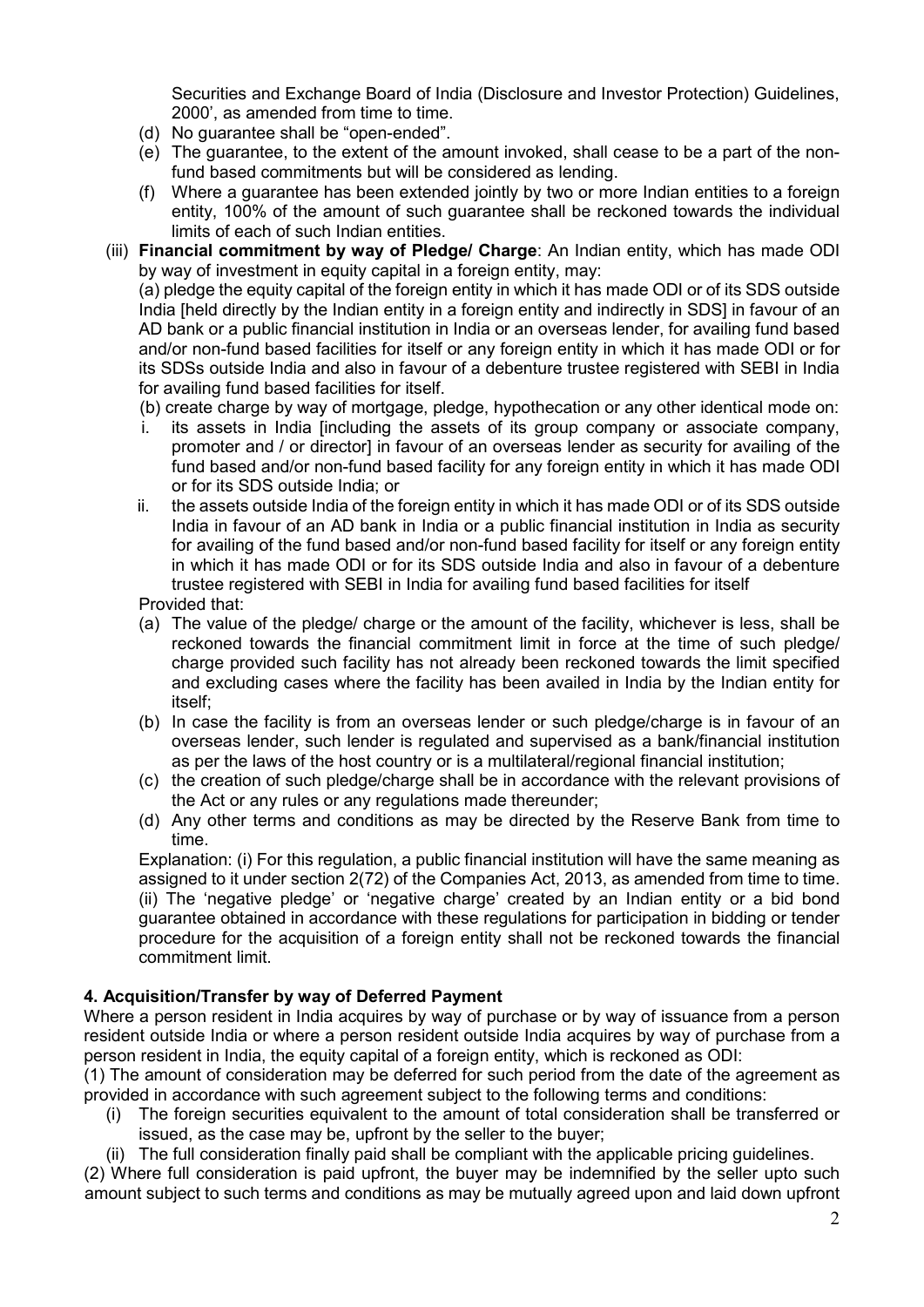Securities and Exchange Board of India (Disclosure and Investor Protection) Guidelines, 2000', as amended from time to time.

(d) No guarantee shall be "open-ended".

(e) The guarantee, to the extent of the amount invoked, shall cease to be a part of the non-fund based commitments but will be considered as lending.

(f) Where a guarantee has been extended jointly by two or more Indian entities to a foreign entity, 100% of the amount of such guarantee shall be reckoned towards the individual limits of each of such Indian entities.

(iii) **Financial commitment by way of Pledge/ Charge**: An Indian entity, which has made ODI by way of investment in equity capital in a foreign entity, may:

(a) pledge the equity capital of the foreign entity in which it has made ODI or of its SDS outside India [held directly by the Indian entity in a foreign entity and indirectly in SDS] in favour of an AD bank or a public financial institution in India or an overseas lender, for availing fund based and/or non-fund based facilities for itself or any foreign entity in which it has made ODI or for its SDSs outside India and also in favour of a debenture trustee registered with SEBI in India for availing fund based facilities for itself.

(b) create charge by way of mortgage, pledge, hypothecation or any other identical mode on:

i. its assets in India [including the assets of its group company or associate company, promoter and / or director] in favour of an overseas lender as security for availing of the fund based and/or non-fund based facility for any foreign entity in which it has made ODI or for its SDS outside India; or

ii. the assets outside India of the foreign entity in which it has made ODI or of its SDS outside India in favour of an AD bank in India or a public financial institution in India as security for availing of the fund based and/or non-fund based facility for itself or any foreign entity in which it has made ODI or for its SDS outside India and also in favour of a debenture trustee registered with SEBI in India for availing fund based facilities for itself

Provided that:

(a) The value of the pledge/ charge or the amount of the facility, whichever is less, shall be reckoned towards the financial commitment limit in force at the time of such pledge/ charge provided such facility has not already been reckoned towards the limit specified and excluding cases where the facility has been availed in India by the Indian entity for itself;

(b) In case the facility is from an overseas lender or such pledge/charge is in favour of an overseas lender, such lender is regulated and supervised as a bank/financial institution as per the laws of the host country or is a multilateral/regional financial institution;

(c) the creation of such pledge/charge shall be in accordance with the relevant provisions of the Act or any rules or any regulations made thereunder;

(d) Any other terms and conditions as may be directed by the Reserve Bank from time to time.

Explanation: (i) For this regulation, a public financial institution will have the same meaning as assigned to it under section 2(72) of the Companies Act, 2013, as amended from time to time.
(ii) The 'negative pledge' or 'negative charge' created by an Indian entity or a bid bond guarantee obtained in accordance with these regulations for participation in bidding or tender procedure for the acquisition of a foreign entity shall not be reckoned towards the financial commitment limit.

### 4. Acquisition/Transfer by way of Deferred Payment

Where a person resident in India acquires by way of purchase or by way of issuance from a person resident outside India or where a person resident outside India acquires by way of purchase from a person resident in India, the equity capital of a foreign entity, which is reckoned as ODI:

(1) The amount of consideration may be deferred for such period from the date of the agreement as provided in accordance with such agreement subject to the following terms and conditions:

(i) The foreign securities equivalent to the amount of total consideration shall be transferred or issued, as the case may be, upfront by the seller to the buyer;

(ii) The full consideration finally paid shall be compliant with the applicable pricing guidelines.

(2) Where full consideration is paid upfront, the buyer may be indemnified by the seller upto such amount subject to such terms and conditions as may be mutually agreed upon and laid down upfront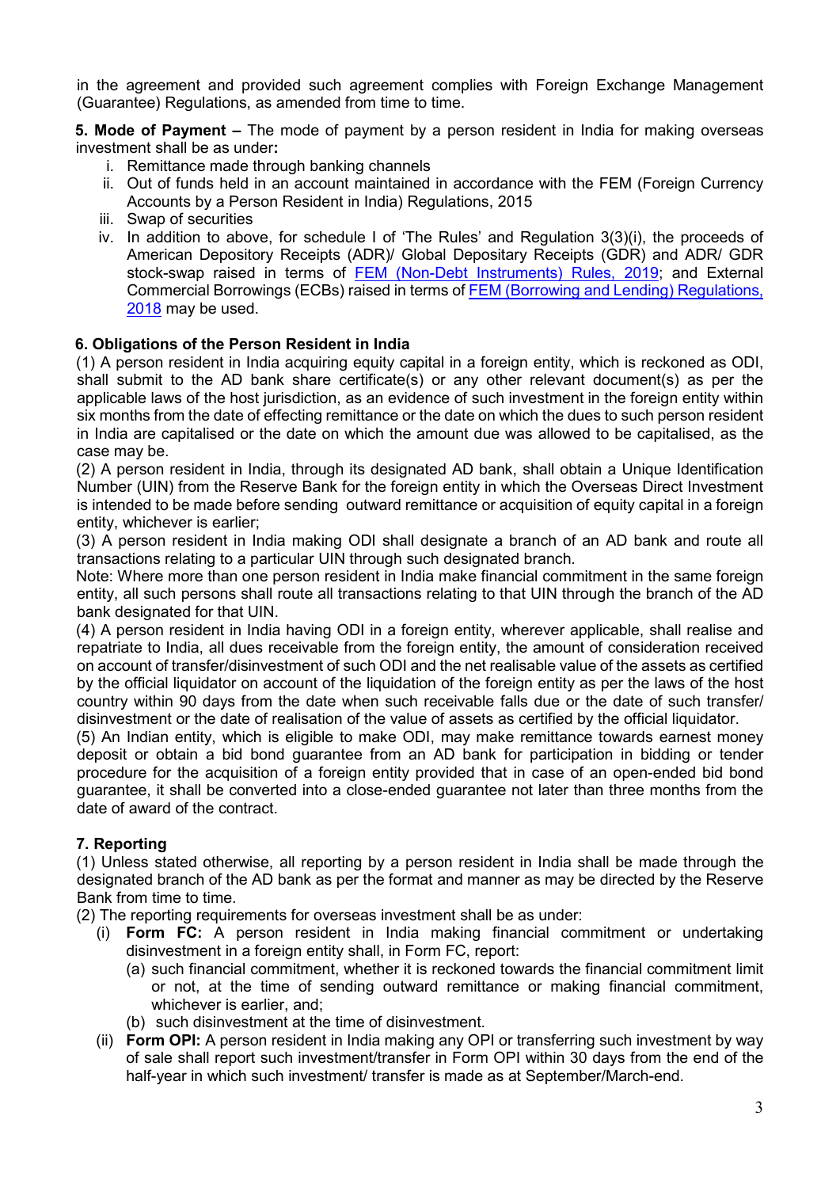in the agreement and provided such agreement complies with Foreign Exchange Management (Guarantee) Regulations, as amended from time to time.

**5. Mode of Payment –** The mode of payment by a person resident in India for making overseas investment shall be as under**:**

i. Remittance made through banking channels
ii. Out of funds held in an account maintained in accordance with the FEM (Foreign Currency Accounts by a Person Resident in India) Regulations, 2015
iii. Swap of securities
iv. In addition to above, for schedule I of 'The Rules' and Regulation 3(3)(i), the proceeds of American Depository Receipts (ADR)/ Global Depositary Receipts (GDR) and ADR/ GDR stock-swap raised in terms of FEM (Non-Debt Instruments) Rules, 2019; and External Commercial Borrowings (ECBs) raised in terms of FEM (Borrowing and Lending) Regulations, 2018 may be used.

**6. Obligations of the Person Resident in India**

(1) A person resident in India acquiring equity capital in a foreign entity, which is reckoned as ODI, shall submit to the AD bank share certificate(s) or any other relevant document(s) as per the applicable laws of the host jurisdiction, as an evidence of such investment in the foreign entity within six months from the date of effecting remittance or the date on which the dues to such person resident in India are capitalised or the date on which the amount due was allowed to be capitalised, as the case may be.

(2) A person resident in India, through its designated AD bank, shall obtain a Unique Identification Number (UIN) from the Reserve Bank for the foreign entity in which the Overseas Direct Investment is intended to be made before sending outward remittance or acquisition of equity capital in a foreign entity, whichever is earlier;

(3) A person resident in India making ODI shall designate a branch of an AD bank and route all transactions relating to a particular UIN through such designated branch.

Note: Where more than one person resident in India make financial commitment in the same foreign entity, all such persons shall route all transactions relating to that UIN through the branch of the AD bank designated for that UIN.

(4) A person resident in India having ODI in a foreign entity, wherever applicable, shall realise and repatriate to India, all dues receivable from the foreign entity, the amount of consideration received on account of transfer/disinvestment of such ODI and the net realisable value of the assets as certified by the official liquidator on account of the liquidation of the foreign entity as per the laws of the host country within 90 days from the date when such receivable falls due or the date of such transfer/ disinvestment or the date of realisation of the value of assets as certified by the official liquidator.

(5) An Indian entity, which is eligible to make ODI, may make remittance towards earnest money deposit or obtain a bid bond guarantee from an AD bank for participation in bidding or tender procedure for the acquisition of a foreign entity provided that in case of an open-ended bid bond guarantee, it shall be converted into a close-ended guarantee not later than three months from the date of award of the contract.

**7. Reporting**

(1) Unless stated otherwise, all reporting by a person resident in India shall be made through the designated branch of the AD bank as per the format and manner as may be directed by the Reserve Bank from time to time.

(2) The reporting requirements for overseas investment shall be as under:

(i) **Form FC:** A person resident in India making financial commitment or undertaking disinvestment in a foreign entity shall, in Form FC, report:
   (a) such financial commitment, whether it is reckoned towards the financial commitment limit or not, at the time of sending outward remittance or making financial commitment, whichever is earlier, and;
   (b) such disinvestment at the time of disinvestment.

(ii) **Form OPI:** A person resident in India making any OPI or transferring such investment by way of sale shall report such investment/transfer in Form OPI within 30 days from the end of the half-year in which such investment/ transfer is made as at September/March-end.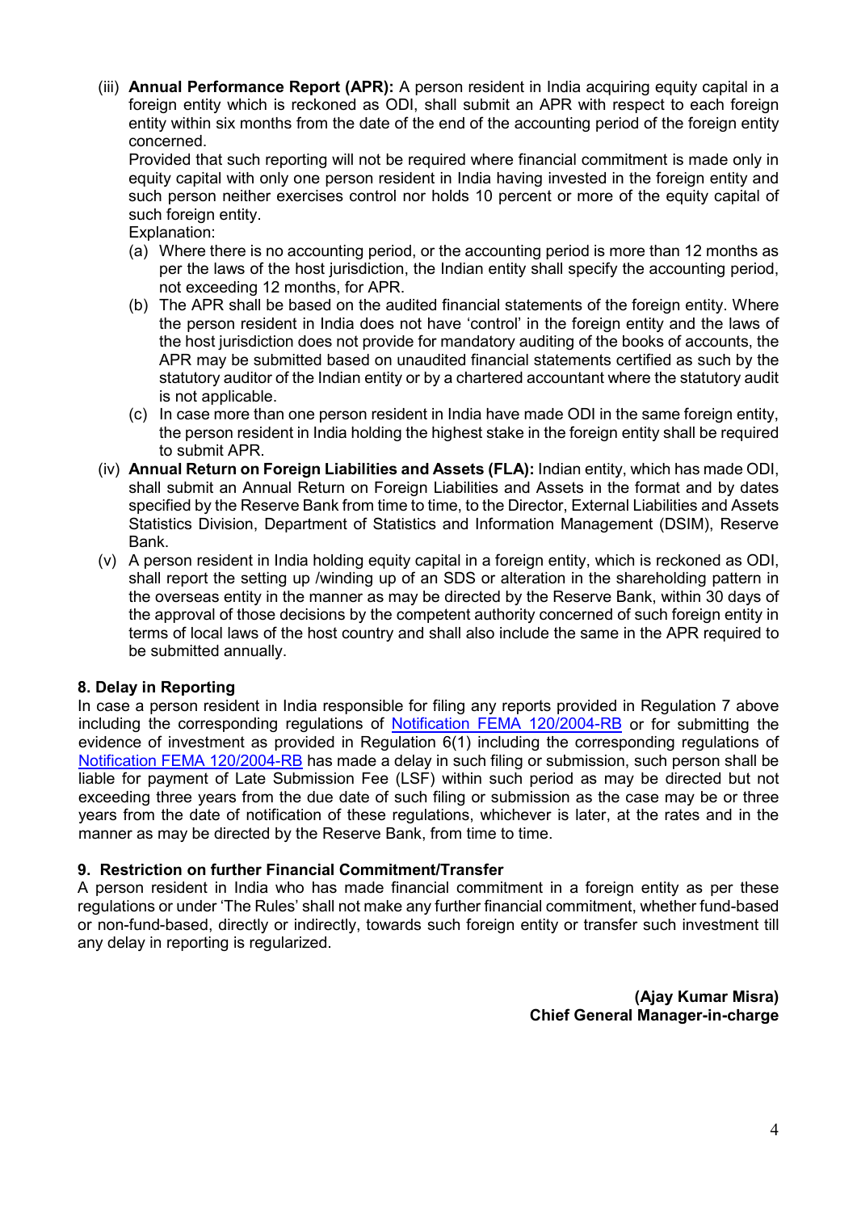(iii) **Annual Performance Report (APR):** A person resident in India acquiring equity capital in a foreign entity which is reckoned as ODI, shall submit an APR with respect to each foreign entity within six months from the date of the end of the accounting period of the foreign entity concerned.

Provided that such reporting will not be required where financial commitment is made only in equity capital with only one person resident in India having invested in the foreign entity and such person neither exercises control nor holds 10 percent or more of the equity capital of such foreign entity.

Explanation:

(a) Where there is no accounting period, or the accounting period is more than 12 months as per the laws of the host jurisdiction, the Indian entity shall specify the accounting period, not exceeding 12 months, for APR.

(b) The APR shall be based on the audited financial statements of the foreign entity. Where the person resident in India does not have 'control' in the foreign entity and the laws of the host jurisdiction does not provide for mandatory auditing of the books of accounts, the APR may be submitted based on unaudited financial statements certified as such by the statutory auditor of the Indian entity or by a chartered accountant where the statutory audit is not applicable.

(c) In case more than one person resident in India have made ODI in the same foreign entity, the person resident in India holding the highest stake in the foreign entity shall be required to submit APR.

(iv) **Annual Return on Foreign Liabilities and Assets (FLA):** Indian entity, which has made ODI, shall submit an Annual Return on Foreign Liabilities and Assets in the format and by dates specified by the Reserve Bank from time to time, to the Director, External Liabilities and Assets Statistics Division, Department of Statistics and Information Management (DSIM), Reserve Bank.

(v) A person resident in India holding equity capital in a foreign entity, which is reckoned as ODI, shall report the setting up /winding up of an SDS or alteration in the shareholding pattern in the overseas entity in the manner as may be directed by the Reserve Bank, within 30 days of the approval of those decisions by the competent authority concerned of such foreign entity in terms of local laws of the host country and shall also include the same in the APR required to be submitted annually.

### 8. Delay in Reporting

In case a person resident in India responsible for filing any reports provided in Regulation 7 above including the corresponding regulations of Notification FEMA 120/2004-RB or for submitting the evidence of investment as provided in Regulation 6(1) including the corresponding regulations of Notification FEMA 120/2004-RB has made a delay in such filing or submission, such person shall be liable for payment of Late Submission Fee (LSF) within such period as may be directed but not exceeding three years from the due date of such filing or submission as the case may be or three years from the date of notification of these regulations, whichever is later, at the rates and in the manner as may be directed by the Reserve Bank, from time to time.

### 9. Restriction on further Financial Commitment/Transfer

A person resident in India who has made financial commitment in a foreign entity as per these regulations or under 'The Rules' shall not make any further financial commitment, whether fund-based or non-fund-based, directly or indirectly, towards such foreign entity or transfer such investment till any delay in reporting is regularized.

**(Ajay Kumar Misra)**
**Chief General Manager-in-charge**